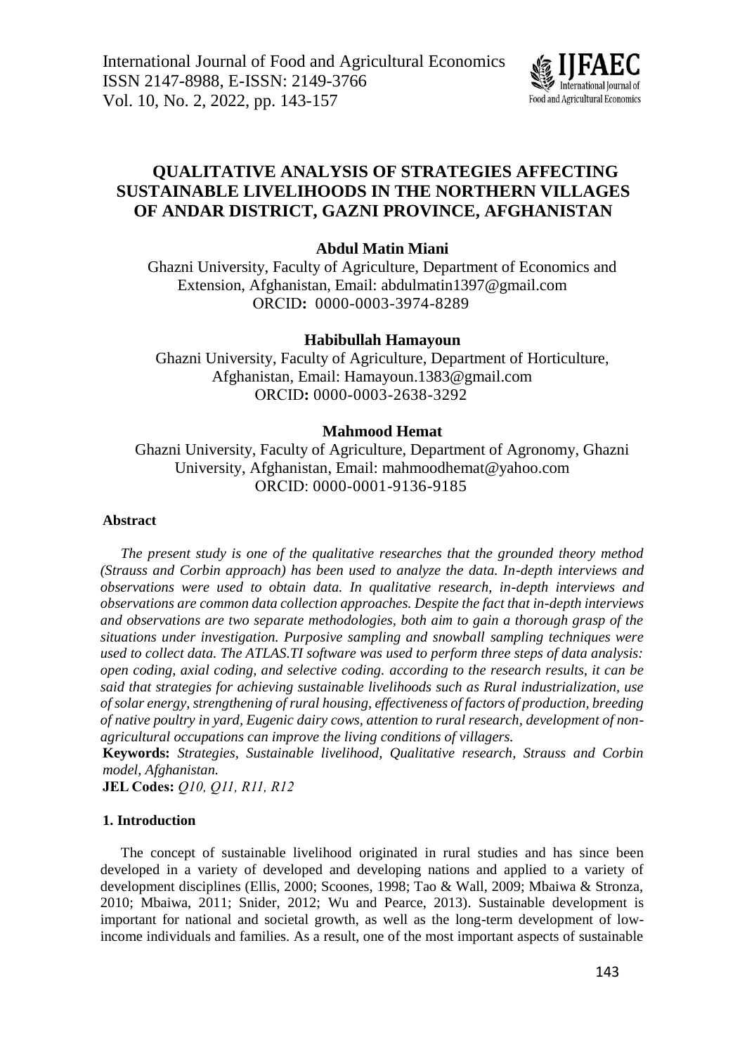# QUALITATIVE ANALYSIS OF STRATEGIES AFFECTING SUSTAINABLE LIVELIHOODS IN THE NORTHERN VILLAGES OF ANDAR DISTRICT, GAZNI PROVINCE, AFGHANISTAN

**Abdul Matin Miani**

Ghazni University, Faculty of Agriculture, Department of Economics and Extension, Afghanistan, Email: abdulmatin1397@gmail.com
ORCID**:** 0000-0003-3974-8289

**Habibullah Hamayoun**

Ghazni University, Faculty of Agriculture, Department of Horticulture, Afghanistan, Email: Hamayoun.1383@gmail.com
ORCID**:** 0000-0003-2638-3292

**Mahmood Hemat**

Ghazni University, Faculty of Agriculture, Department of Agronomy, Ghazni University, Afghanistan, Email: mahmoodhemat@yahoo.com
ORCID: 0000-0001-9136-9185

**Abstract**

*The present study is one of the qualitative researches that the grounded theory method (Strauss and Corbin approach) has been used to analyze the data. In-depth interviews and observations were used to obtain data. In qualitative research, in-depth interviews and observations are common data collection approaches. Despite the fact that in-depth interviews and observations are two separate methodologies, both aim to gain a thorough grasp of the situations under investigation. Purposive sampling and snowball sampling techniques were used to collect data. The ATLAS.TI software was used to perform three steps of data analysis: open coding, axial coding, and selective coding. according to the research results, it can be said that strategies for achieving sustainable livelihoods such as Rural industrialization, use of solar energy, strengthening of rural housing, effectiveness of factors of production, breeding of native poultry in yard, Eugenic dairy cows, attention to rural research, development of non-agricultural occupations can improve the living conditions of villagers.*

**Keywords:** *Strategies, Sustainable livelihood, Qualitative research, Strauss and Corbin model, Afghanistan.*

**JEL Codes:** *Q10, Q11, R11, R12*

## 1. Introduction

The concept of sustainable livelihood originated in rural studies and has since been developed in a variety of developed and developing nations and applied to a variety of development disciplines (Ellis, 2000; Scoones, 1998; Tao & Wall, 2009; Mbaiwa & Stronza, 2010; Mbaiwa, 2011; Snider, 2012; Wu and Pearce, 2013). Sustainable development is important for national and societal growth, as well as the long-term development of low-income individuals and families. As a result, one of the most important aspects of sustainable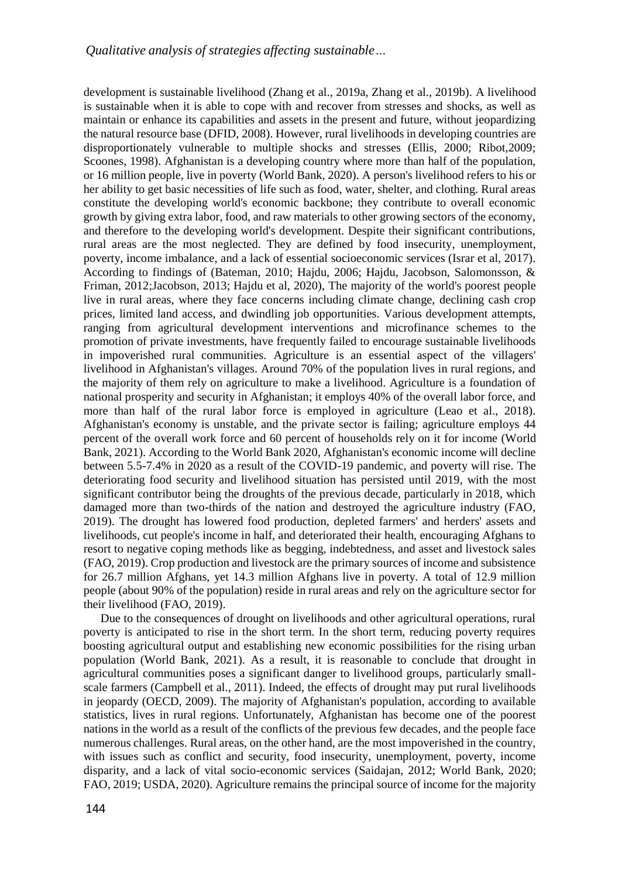development is sustainable livelihood (Zhang et al., 2019a, Zhang et al., 2019b). A livelihood is sustainable when it is able to cope with and recover from stresses and shocks, as well as maintain or enhance its capabilities and assets in the present and future, without jeopardizing the natural resource base (DFID, 2008). However, rural livelihoods in developing countries are disproportionately vulnerable to multiple shocks and stresses (Ellis, 2000; Ribot,2009; Scoones, 1998). Afghanistan is a developing country where more than half of the population, or 16 million people, live in poverty (World Bank, 2020). A person's livelihood refers to his or her ability to get basic necessities of life such as food, water, shelter, and clothing. Rural areas constitute the developing world's economic backbone; they contribute to overall economic growth by giving extra labor, food, and raw materials to other growing sectors of the economy, and therefore to the developing world's development. Despite their significant contributions, rural areas are the most neglected. They are defined by food insecurity, unemployment, poverty, income imbalance, and a lack of essential socioeconomic services (Israr et al, 2017). According to findings of (Bateman, 2010; Hajdu, 2006; Hajdu, Jacobson, Salomonsson, & Friman, 2012;Jacobson, 2013; Hajdu et al, 2020), The majority of the world's poorest people live in rural areas, where they face concerns including climate change, declining cash crop prices, limited land access, and dwindling job opportunities. Various development attempts, ranging from agricultural development interventions and microfinance schemes to the promotion of private investments, have frequently failed to encourage sustainable livelihoods in impoverished rural communities. Agriculture is an essential aspect of the villagers' livelihood in Afghanistan's villages. Around 70% of the population lives in rural regions, and the majority of them rely on agriculture to make a livelihood. Agriculture is a foundation of national prosperity and security in Afghanistan; it employs 40% of the overall labor force, and more than half of the rural labor force is employed in agriculture (Leao et al., 2018). Afghanistan's economy is unstable, and the private sector is failing; agriculture employs 44 percent of the overall work force and 60 percent of households rely on it for income (World Bank, 2021). According to the World Bank 2020, Afghanistan's economic income will decline between 5.5-7.4% in 2020 as a result of the COVID-19 pandemic, and poverty will rise. The deteriorating food security and livelihood situation has persisted until 2019, with the most significant contributor being the droughts of the previous decade, particularly in 2018, which damaged more than two-thirds of the nation and destroyed the agriculture industry (FAO, 2019). The drought has lowered food production, depleted farmers' and herders' assets and livelihoods, cut people's income in half, and deteriorated their health, encouraging Afghans to resort to negative coping methods like as begging, indebtedness, and asset and livestock sales (FAO, 2019). Crop production and livestock are the primary sources of income and subsistence for 26.7 million Afghans, yet 14.3 million Afghans live in poverty. A total of 12.9 million people (about 90% of the population) reside in rural areas and rely on the agriculture sector for their livelihood (FAO, 2019).

Due to the consequences of drought on livelihoods and other agricultural operations, rural poverty is anticipated to rise in the short term. In the short term, reducing poverty requires boosting agricultural output and establishing new economic possibilities for the rising urban population (World Bank, 2021). As a result, it is reasonable to conclude that drought in agricultural communities poses a significant danger to livelihood groups, particularly small-scale farmers (Campbell et al., 2011). Indeed, the effects of drought may put rural livelihoods in jeopardy (OECD, 2009). The majority of Afghanistan's population, according to available statistics, lives in rural regions. Unfortunately, Afghanistan has become one of the poorest nations in the world as a result of the conflicts of the previous few decades, and the people face numerous challenges. Rural areas, on the other hand, are the most impoverished in the country, with issues such as conflict and security, food insecurity, unemployment, poverty, income disparity, and a lack of vital socio-economic services (Saidajan, 2012; World Bank, 2020; FAO, 2019; USDA, 2020). Agriculture remains the principal source of income for the majority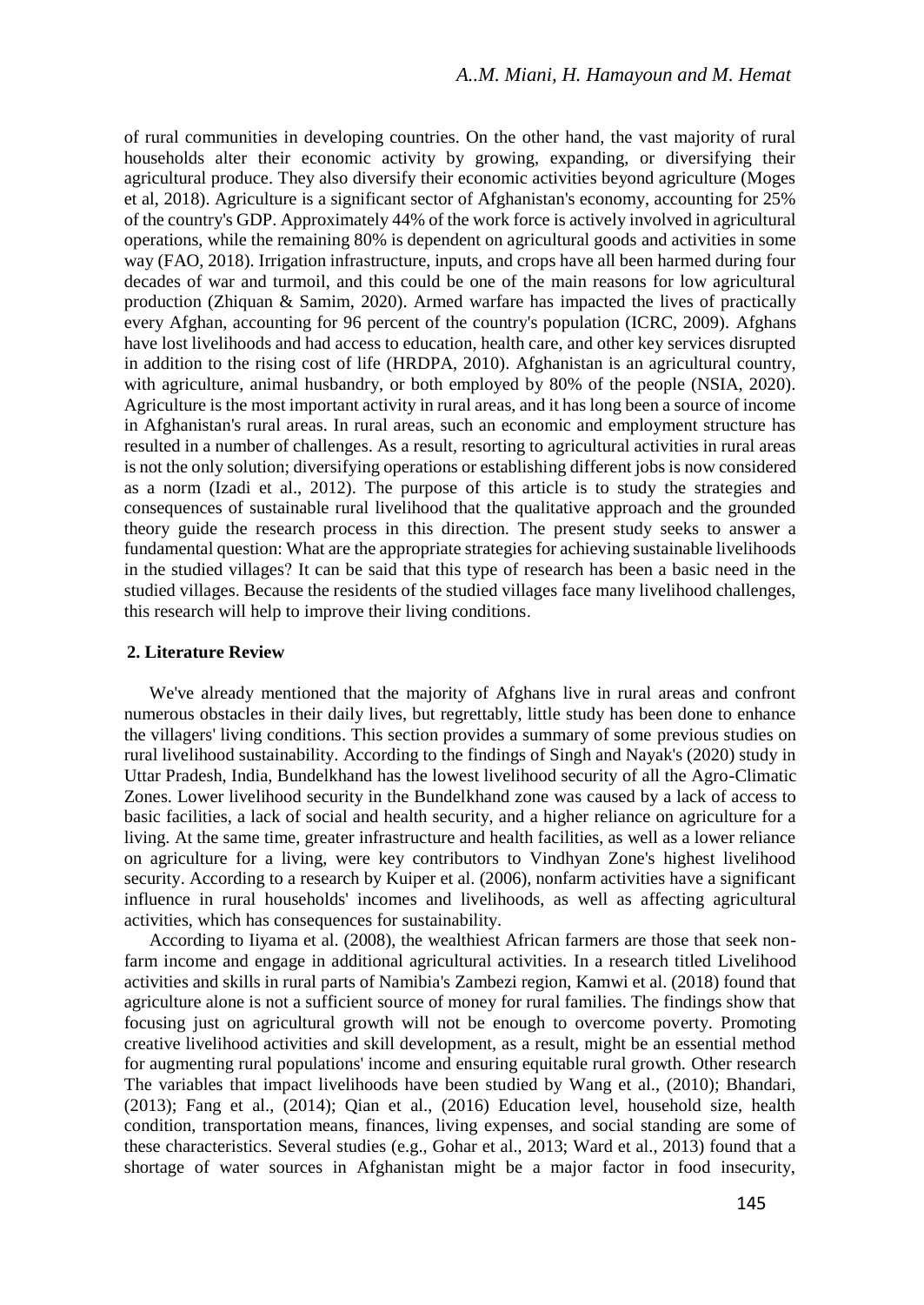of rural communities in developing countries. On the other hand, the vast majority of rural households alter their economic activity by growing, expanding, or diversifying their agricultural produce. They also diversify their economic activities beyond agriculture (Moges et al, 2018). Agriculture is a significant sector of Afghanistan's economy, accounting for 25% of the country's GDP. Approximately 44% of the work force is actively involved in agricultural operations, while the remaining 80% is dependent on agricultural goods and activities in some way (FAO, 2018). Irrigation infrastructure, inputs, and crops have all been harmed during four decades of war and turmoil, and this could be one of the main reasons for low agricultural production (Zhiquan & Samim, 2020). Armed warfare has impacted the lives of practically every Afghan, accounting for 96 percent of the country's population (ICRC, 2009). Afghans have lost livelihoods and had access to education, health care, and other key services disrupted in addition to the rising cost of life (HRDPA, 2010). Afghanistan is an agricultural country, with agriculture, animal husbandry, or both employed by 80% of the people (NSIA, 2020). Agriculture is the most important activity in rural areas, and it has long been a source of income in Afghanistan's rural areas. In rural areas, such an economic and employment structure has resulted in a number of challenges. As a result, resorting to agricultural activities in rural areas is not the only solution; diversifying operations or establishing different jobs is now considered as a norm (Izadi et al., 2012). The purpose of this article is to study the strategies and consequences of sustainable rural livelihood that the qualitative approach and the grounded theory guide the research process in this direction. The present study seeks to answer a fundamental question: What are the appropriate strategies for achieving sustainable livelihoods in the studied villages? It can be said that this type of research has been a basic need in the studied villages. Because the residents of the studied villages face many livelihood challenges, this research will help to improve their living conditions.

## 2. Literature Review

We've already mentioned that the majority of Afghans live in rural areas and confront numerous obstacles in their daily lives, but regrettably, little study has been done to enhance the villagers' living conditions. This section provides a summary of some previous studies on rural livelihood sustainability. According to the findings of Singh and Nayak's (2020) study in Uttar Pradesh, India, Bundelkhand has the lowest livelihood security of all the Agro-Climatic Zones. Lower livelihood security in the Bundelkhand zone was caused by a lack of access to basic facilities, a lack of social and health security, and a higher reliance on agriculture for a living. At the same time, greater infrastructure and health facilities, as well as a lower reliance on agriculture for a living, were key contributors to Vindhyan Zone's highest livelihood security. According to a research by Kuiper et al. (2006), nonfarm activities have a significant influence in rural households' incomes and livelihoods, as well as affecting agricultural activities, which has consequences for sustainability.

According to Iiyama et al. (2008), the wealthiest African farmers are those that seek non-farm income and engage in additional agricultural activities. In a research titled Livelihood activities and skills in rural parts of Namibia's Zambezi region, Kamwi et al. (2018) found that agriculture alone is not a sufficient source of money for rural families. The findings show that focusing just on agricultural growth will not be enough to overcome poverty. Promoting creative livelihood activities and skill development, as a result, might be an essential method for augmenting rural populations' income and ensuring equitable rural growth. Other research The variables that impact livelihoods have been studied by Wang et al., (2010); Bhandari, (2013); Fang et al., (2014); Qian et al., (2016) Education level, household size, health condition, transportation means, finances, living expenses, and social standing are some of these characteristics. Several studies (e.g., Gohar et al., 2013; Ward et al., 2013) found that a shortage of water sources in Afghanistan might be a major factor in food insecurity,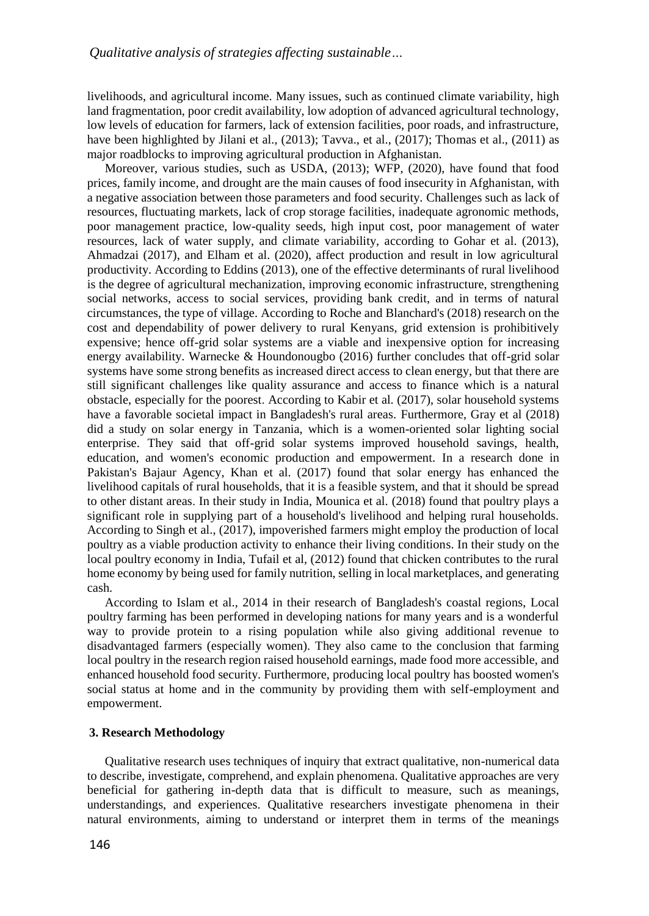livelihoods, and agricultural income. Many issues, such as continued climate variability, high land fragmentation, poor credit availability, low adoption of advanced agricultural technology, low levels of education for farmers, lack of extension facilities, poor roads, and infrastructure, have been highlighted by Jilani et al., (2013); Tavva., et al., (2017); Thomas et al., (2011) as major roadblocks to improving agricultural production in Afghanistan.

Moreover, various studies, such as USDA, (2013); WFP, (2020), have found that food prices, family income, and drought are the main causes of food insecurity in Afghanistan, with a negative association between those parameters and food security. Challenges such as lack of resources, fluctuating markets, lack of crop storage facilities, inadequate agronomic methods, poor management practice, low-quality seeds, high input cost, poor management of water resources, lack of water supply, and climate variability, according to Gohar et al. (2013), Ahmadzai (2017), and Elham et al. (2020), affect production and result in low agricultural productivity. According to Eddins (2013), one of the effective determinants of rural livelihood is the degree of agricultural mechanization, improving economic infrastructure, strengthening social networks, access to social services, providing bank credit, and in terms of natural circumstances, the type of village. According to Roche and Blanchard's (2018) research on the cost and dependability of power delivery to rural Kenyans, grid extension is prohibitively expensive; hence off-grid solar systems are a viable and inexpensive option for increasing energy availability. Warnecke & Houndonougbo (2016) further concludes that off-grid solar systems have some strong benefits as increased direct access to clean energy, but that there are still significant challenges like quality assurance and access to finance which is a natural obstacle, especially for the poorest. According to Kabir et al. (2017), solar household systems have a favorable societal impact in Bangladesh's rural areas. Furthermore, Gray et al (2018) did a study on solar energy in Tanzania, which is a women-oriented solar lighting social enterprise. They said that off-grid solar systems improved household savings, health, education, and women's economic production and empowerment. In a research done in Pakistan's Bajaur Agency, Khan et al. (2017) found that solar energy has enhanced the livelihood capitals of rural households, that it is a feasible system, and that it should be spread to other distant areas. In their study in India, Mounica et al. (2018) found that poultry plays a significant role in supplying part of a household's livelihood and helping rural households. According to Singh et al., (2017), impoverished farmers might employ the production of local poultry as a viable production activity to enhance their living conditions. In their study on the local poultry economy in India, Tufail et al, (2012) found that chicken contributes to the rural home economy by being used for family nutrition, selling in local marketplaces, and generating cash.

According to Islam et al., 2014 in their research of Bangladesh's coastal regions, Local poultry farming has been performed in developing nations for many years and is a wonderful way to provide protein to a rising population while also giving additional revenue to disadvantaged farmers (especially women). They also came to the conclusion that farming local poultry in the research region raised household earnings, made food more accessible, and enhanced household food security. Furthermore, producing local poultry has boosted women's social status at home and in the community by providing them with self-employment and empowerment.

## 3. Research Methodology

Qualitative research uses techniques of inquiry that extract qualitative, non-numerical data to describe, investigate, comprehend, and explain phenomena. Qualitative approaches are very beneficial for gathering in-depth data that is difficult to measure, such as meanings, understandings, and experiences. Qualitative researchers investigate phenomena in their natural environments, aiming to understand or interpret them in terms of the meanings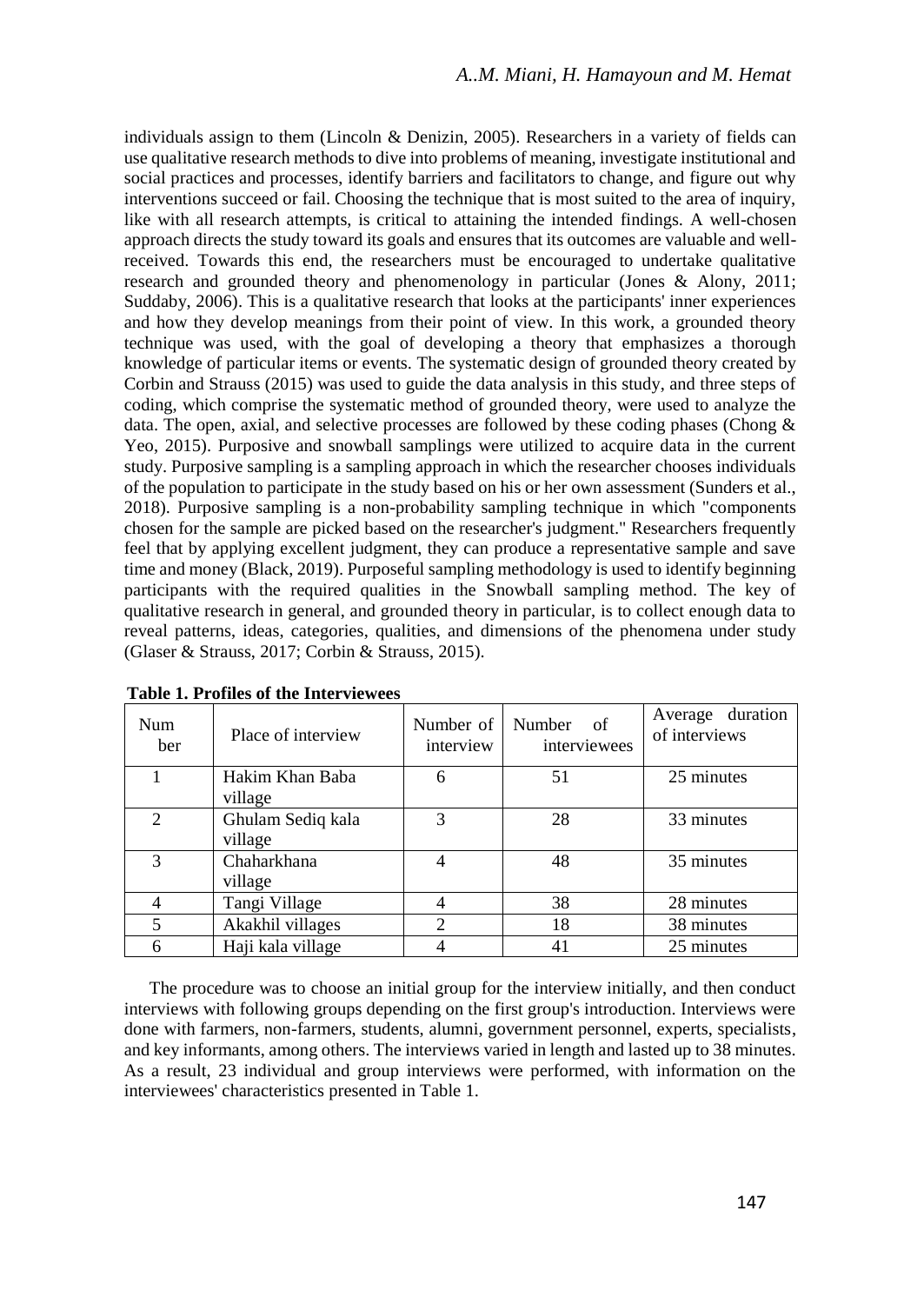individuals assign to them (Lincoln & Denizin, 2005). Researchers in a variety of fields can use qualitative research methods to dive into problems of meaning, investigate institutional and social practices and processes, identify barriers and facilitators to change, and figure out why interventions succeed or fail. Choosing the technique that is most suited to the area of inquiry, like with all research attempts, is critical to attaining the intended findings. A well-chosen approach directs the study toward its goals and ensures that its outcomes are valuable and well-received. Towards this end, the researchers must be encouraged to undertake qualitative research and grounded theory and phenomenology in particular (Jones & Alony, 2011; Suddaby, 2006). This is a qualitative research that looks at the participants' inner experiences and how they develop meanings from their point of view. In this work, a grounded theory technique was used, with the goal of developing a theory that emphasizes a thorough knowledge of particular items or events. The systematic design of grounded theory created by Corbin and Strauss (2015) was used to guide the data analysis in this study, and three steps of coding, which comprise the systematic method of grounded theory, were used to analyze the data. The open, axial, and selective processes are followed by these coding phases (Chong & Yeo, 2015). Purposive and snowball samplings were utilized to acquire data in the current study. Purposive sampling is a sampling approach in which the researcher chooses individuals of the population to participate in the study based on his or her own assessment (Sunders et al., 2018). Purposive sampling is a non-probability sampling technique in which "components chosen for the sample are picked based on the researcher's judgment." Researchers frequently feel that by applying excellent judgment, they can produce a representative sample and save time and money (Black, 2019). Purposeful sampling methodology is used to identify beginning participants with the required qualities in the Snowball sampling method. The key of qualitative research in general, and grounded theory in particular, is to collect enough data to reveal patterns, ideas, categories, qualities, and dimensions of the phenomena under study (Glaser & Strauss, 2017; Corbin & Strauss, 2015).

**Table 1. Profiles of the Interviewees**

| Number | Place of interview | Number of interview | Number of interviewees | Average duration of interviews |
|---|---|---|---|---|
| 1 | Hakim Khan Baba village | 6 | 51 | 25 minutes |
| 2 | Ghulam Sediq kala village | 3 | 28 | 33 minutes |
| 3 | Chaharkhana village | 4 | 48 | 35 minutes |
| 4 | Tangi Village | 4 | 38 | 28 minutes |
| 5 | Akakhil villages | 2 | 18 | 38 minutes |
| 6 | Haji kala village | 4 | 41 | 25 minutes |

The procedure was to choose an initial group for the interview initially, and then conduct interviews with following groups depending on the first group's introduction. Interviews were done with farmers, non-farmers, students, alumni, government personnel, experts, specialists, and key informants, among others. The interviews varied in length and lasted up to 38 minutes. As a result, 23 individual and group interviews were performed, with information on the interviewees' characteristics presented in Table 1.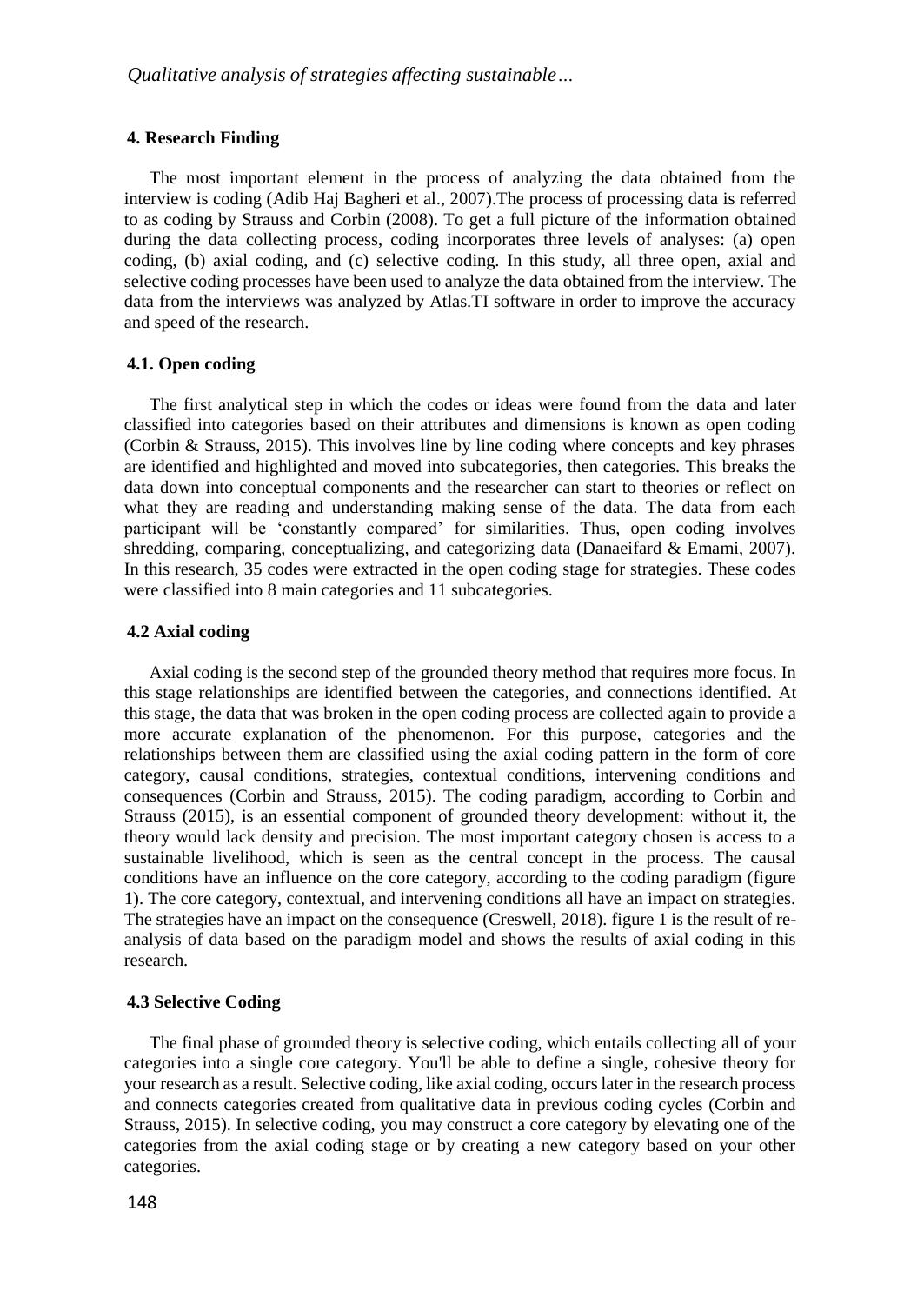## 4. Research Finding

The most important element in the process of analyzing the data obtained from the interview is coding (Adib Haj Bagheri et al., 2007).The process of processing data is referred to as coding by Strauss and Corbin (2008). To get a full picture of the information obtained during the data collecting process, coding incorporates three levels of analyses: (a) open coding, (b) axial coding, and (c) selective coding. In this study, all three open, axial and selective coding processes have been used to analyze the data obtained from the interview. The data from the interviews was analyzed by Atlas.TI software in order to improve the accuracy and speed of the research.

### 4.1. Open coding

The first analytical step in which the codes or ideas were found from the data and later classified into categories based on their attributes and dimensions is known as open coding (Corbin & Strauss, 2015). This involves line by line coding where concepts and key phrases are identified and highlighted and moved into subcategories, then categories. This breaks the data down into conceptual components and the researcher can start to theories or reflect on what they are reading and understanding making sense of the data. The data from each participant will be 'constantly compared' for similarities. Thus, open coding involves shredding, comparing, conceptualizing, and categorizing data (Danaeifard & Emami, 2007). In this research, 35 codes were extracted in the open coding stage for strategies. These codes were classified into 8 main categories and 11 subcategories.

### 4.2 Axial coding

Axial coding is the second step of the grounded theory method that requires more focus. In this stage relationships are identified between the categories, and connections identified. At this stage, the data that was broken in the open coding process are collected again to provide a more accurate explanation of the phenomenon. For this purpose, categories and the relationships between them are classified using the axial coding pattern in the form of core category, causal conditions, strategies, contextual conditions, intervening conditions and consequences (Corbin and Strauss, 2015). The coding paradigm, according to Corbin and Strauss (2015), is an essential component of grounded theory development: without it, the theory would lack density and precision. The most important category chosen is access to a sustainable livelihood, which is seen as the central concept in the process. The causal conditions have an influence on the core category, according to the coding paradigm (figure 1). The core category, contextual, and intervening conditions all have an impact on strategies. The strategies have an impact on the consequence (Creswell, 2018). figure 1 is the result of re-analysis of data based on the paradigm model and shows the results of axial coding in this research.

### 4.3 Selective Coding

The final phase of grounded theory is selective coding, which entails collecting all of your categories into a single core category. You'll be able to define a single, cohesive theory for your research as a result. Selective coding, like axial coding, occurs later in the research process and connects categories created from qualitative data in previous coding cycles (Corbin and Strauss, 2015). In selective coding, you may construct a core category by elevating one of the categories from the axial coding stage or by creating a new category based on your other categories.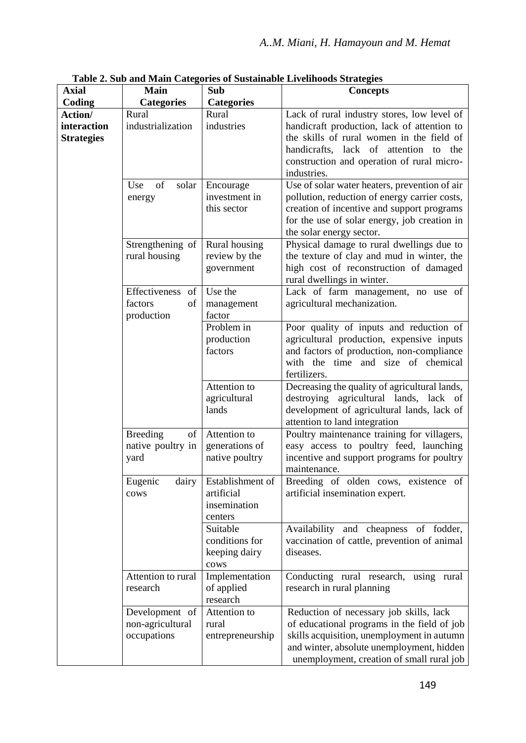**Table 2. Sub and Main Categories of Sustainable Livelihoods Strategies**

| Axial Coding | Main Categories | Sub Categories | Concepts |
|---|---|---|---|
| **Action/ interaction Strategies** | Rural industrialization | Rural industries | Lack of rural industry stores, low level of handicraft production, lack of attention to the skills of rural women in the field of handicrafts, lack of attention to the construction and operation of rural micro-industries. |
| | Use of solar energy | Encourage investment in this sector | Use of solar water heaters, prevention of air pollution, reduction of energy carrier costs, creation of incentive and support programs for the use of solar energy, job creation in the solar energy sector. |
| | Strengthening of rural housing | Rural housing review by the government | Physical damage to rural dwellings due to the texture of clay and mud in winter, the high cost of reconstruction of damaged rural dwellings in winter. |
| | Effectiveness of factors of production | Use the management factor | Lack of farm management, no use of agricultural mechanization. |
| | | Problem in production factors | Poor quality of inputs and reduction of agricultural production, expensive inputs and factors of production, non-compliance with the time and size of chemical fertilizers. |
| | | Attention to agricultural lands | Decreasing the quality of agricultural lands, destroying agricultural lands, lack of development of agricultural lands, lack of attention to land integration |
| | Breeding of native poultry in yard | Attention to generations of native poultry | Poultry maintenance training for villagers, easy access to poultry feed, launching incentive and support programs for poultry maintenance. |
| | Eugenic dairy cows | Establishment of artificial insemination centers | Breeding of olden cows, existence of artificial insemination expert. |
| | | Suitable conditions for keeping dairy cows | Availability and cheapness of fodder, vaccination of cattle, prevention of animal diseases. |
| | Attention to rural research | Implementation of applied research | Conducting rural research, using rural research in rural planning |
| | Development of non-agricultural occupations | Attention to rural entrepreneurship | Reduction of necessary job skills, lack of educational programs in the field of job skills acquisition, unemployment in autumn and winter, absolute unemployment, hidden unemployment, creation of small rural job |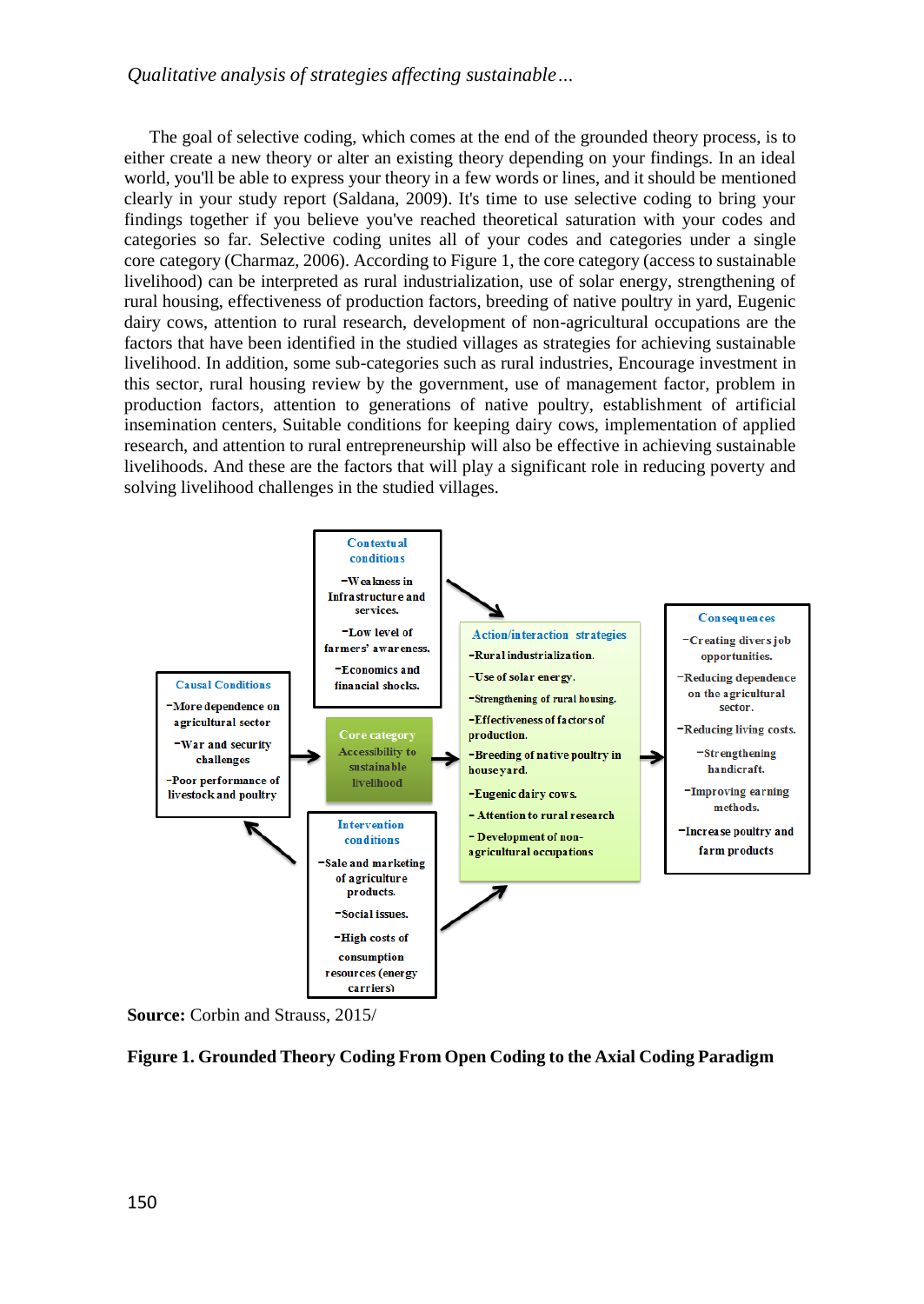The goal of selective coding, which comes at the end of the grounded theory process, is to either create a new theory or alter an existing theory depending on your findings. In an ideal world, you'll be able to express your theory in a few words or lines, and it should be mentioned clearly in your study report (Saldana, 2009). It's time to use selective coding to bring your findings together if you believe you've reached theoretical saturation with your codes and categories so far. Selective coding unites all of your codes and categories under a single core category (Charmaz, 2006). According to Figure 1, the core category (access to sustainable livelihood) can be interpreted as rural industrialization, use of solar energy, strengthening of rural housing, effectiveness of production factors, breeding of native poultry in yard, Eugenic dairy cows, attention to rural research, development of non-agricultural occupations are the factors that have been identified in the studied villages as strategies for achieving sustainable livelihood. In addition, some sub-categories such as rural industries, Encourage investment in this sector, rural housing review by the government, use of management factor, problem in production factors, attention to generations of native poultry, establishment of artificial insemination centers, Suitable conditions for keeping dairy cows, implementation of applied research, and attention to rural entrepreneurship will also be effective in achieving sustainable livelihoods. And these are the factors that will play a significant role in reducing poverty and solving livelihood challenges in the studied villages.

**Contextual conditions**
- Weakness in Infrastructure and services.
- Low level of farmers' awareness.
- Economics and financial shocks.

**Causal Conditions**
- More dependence on agricultural sector
- War and security challenges
- Poor performance of livestock and poultry

**Core category**
Accessibility to sustainable livelihood

**Intervention conditions**
- Sale and marketing of agriculture products.
- Social issues.
- High costs of consumption resources (energy carriers)

**Action/interaction strategies**
- Rural industrialization.
- Use of solar energy.
- Strengthening of rural housing.
- Effectiveness of factors of production.
- Breeding of native poultry in houseyard.
- Eugenic dairy cows.
- Attention to rural research
- Development of non-agricultural occupations

**Consequences**
- Creating divers job opportunities.
- Reducing dependence on the agricultural sector.
- Reducing living costs.
- Strengthening handicraft.
- Improving earning methods.
- Increase poultry and farm products

**Source:** Corbin and Strauss, 2015/

**Figure 1. Grounded Theory Coding From Open Coding to the Axial Coding Paradigm**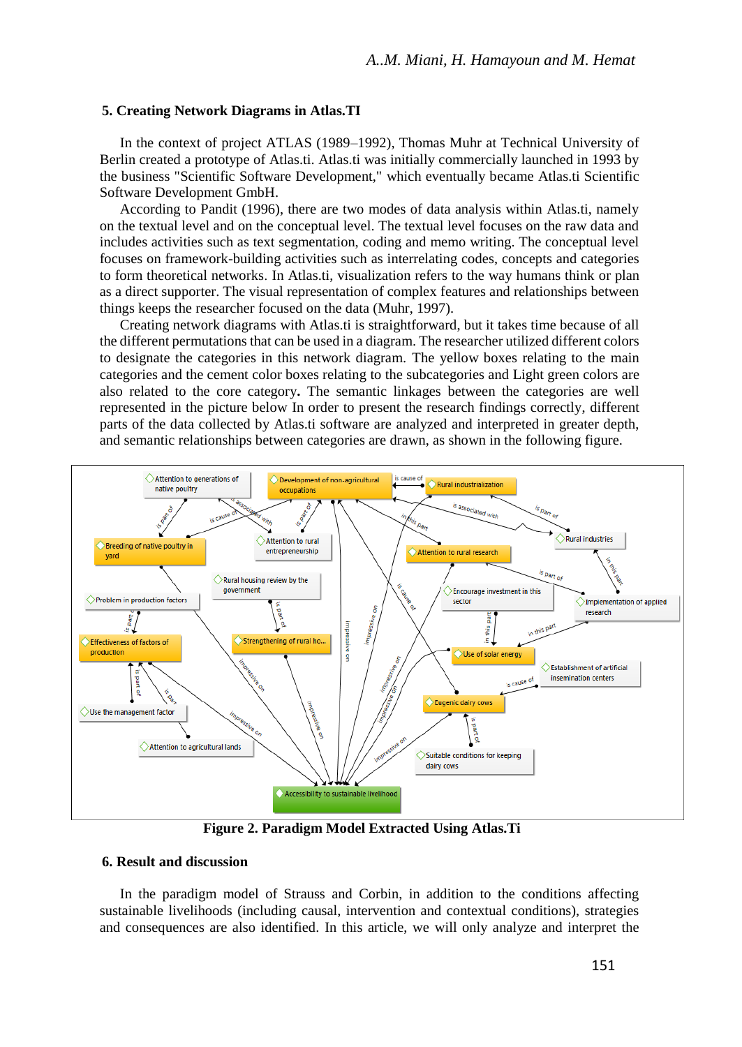## 5. Creating Network Diagrams in Atlas.TI

In the context of project ATLAS (1989–1992), Thomas Muhr at Technical University of Berlin created a prototype of Atlas.ti. Atlas.ti was initially commercially launched in 1993 by the business "Scientific Software Development," which eventually became Atlas.ti Scientific Software Development GmbH.

According to Pandit (1996), there are two modes of data analysis within Atlas.ti, namely on the textual level and on the conceptual level. The textual level focuses on the raw data and includes activities such as text segmentation, coding and memo writing. The conceptual level focuses on framework-building activities such as interrelating codes, concepts and categories to form theoretical networks. In Atlas.ti, visualization refers to the way humans think or plan as a direct supporter. The visual representation of complex features and relationships between things keeps the researcher focused on the data (Muhr, 1997).

Creating network diagrams with Atlas.ti is straightforward, but it takes time because of all the different permutations that can be used in a diagram. The researcher utilized different colors to designate the categories in this network diagram. The yellow boxes relating to the main categories and the cement color boxes relating to the subcategories and Light green colors are also related to the core category**.** The semantic linkages between the categories are well represented in the picture below In order to present the research findings correctly, different parts of the data collected by Atlas.ti software are analyzed and interpreted in greater depth, and semantic relationships between categories are drawn, as shown in the following figure.

**Figure 2. Paradigm Model Extracted Using Atlas.Ti**

## 6. Result and discussion

In the paradigm model of Strauss and Corbin, in addition to the conditions affecting sustainable livelihoods (including causal, intervention and contextual conditions), strategies and consequences are also identified. In this article, we will only analyze and interpret the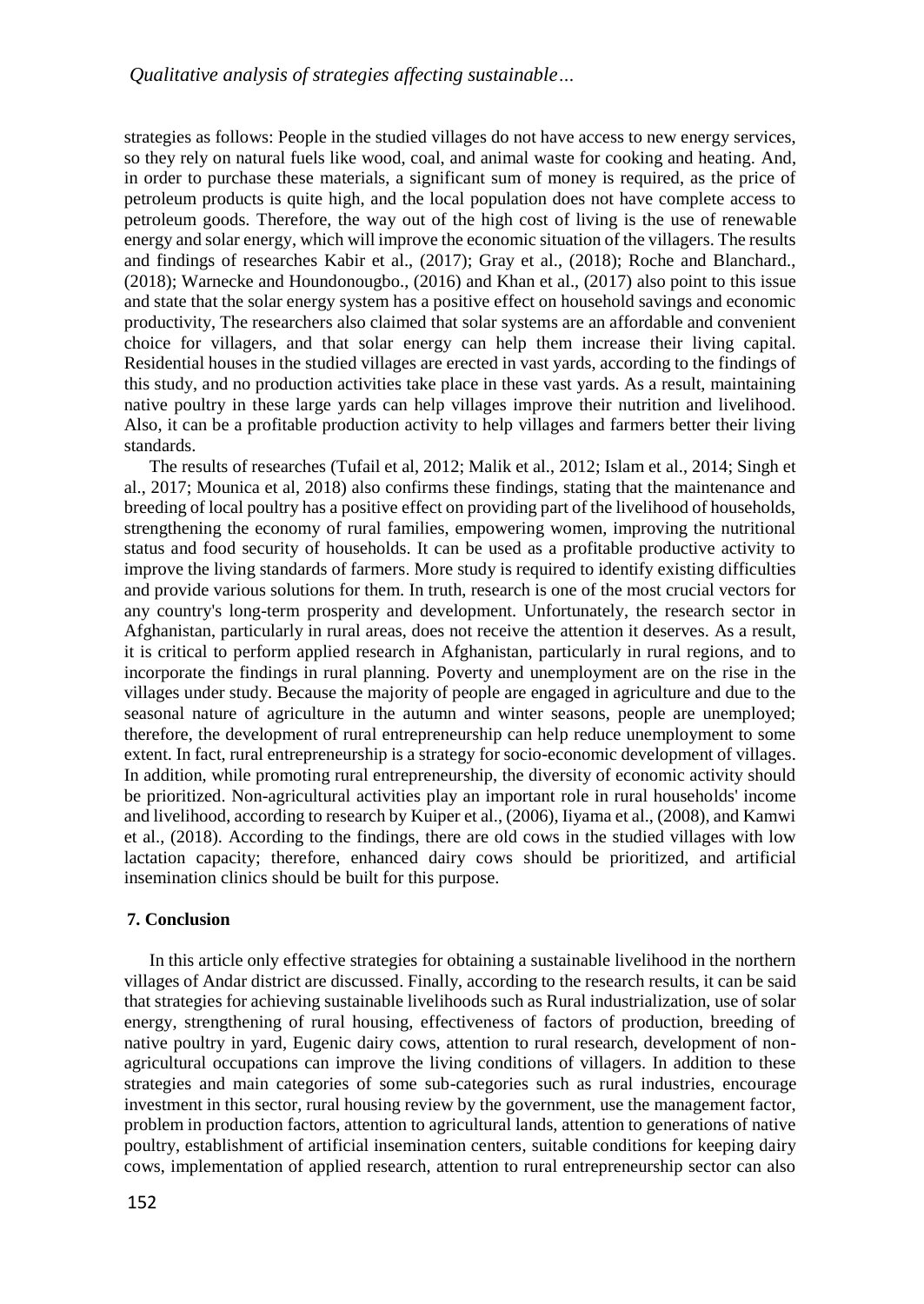strategies as follows: People in the studied villages do not have access to new energy services, so they rely on natural fuels like wood, coal, and animal waste for cooking and heating. And, in order to purchase these materials, a significant sum of money is required, as the price of petroleum products is quite high, and the local population does not have complete access to petroleum goods. Therefore, the way out of the high cost of living is the use of renewable energy and solar energy, which will improve the economic situation of the villagers. The results and findings of researches Kabir et al., (2017); Gray et al., (2018); Roche and Blanchard., (2018); Warnecke and Houndonougbo., (2016) and Khan et al., (2017) also point to this issue and state that the solar energy system has a positive effect on household savings and economic productivity, The researchers also claimed that solar systems are an affordable and convenient choice for villagers, and that solar energy can help them increase their living capital. Residential houses in the studied villages are erected in vast yards, according to the findings of this study, and no production activities take place in these vast yards. As a result, maintaining native poultry in these large yards can help villages improve their nutrition and livelihood. Also, it can be a profitable production activity to help villages and farmers better their living standards.

The results of researches (Tufail et al, 2012; Malik et al., 2012; Islam et al., 2014; Singh et al., 2017; Mounica et al, 2018) also confirms these findings, stating that the maintenance and breeding of local poultry has a positive effect on providing part of the livelihood of households, strengthening the economy of rural families, empowering women, improving the nutritional status and food security of households. It can be used as a profitable productive activity to improve the living standards of farmers. More study is required to identify existing difficulties and provide various solutions for them. In truth, research is one of the most crucial vectors for any country's long-term prosperity and development. Unfortunately, the research sector in Afghanistan, particularly in rural areas, does not receive the attention it deserves. As a result, it is critical to perform applied research in Afghanistan, particularly in rural regions, and to incorporate the findings in rural planning. Poverty and unemployment are on the rise in the villages under study. Because the majority of people are engaged in agriculture and due to the seasonal nature of agriculture in the autumn and winter seasons, people are unemployed; therefore, the development of rural entrepreneurship can help reduce unemployment to some extent. In fact, rural entrepreneurship is a strategy for socio-economic development of villages. In addition, while promoting rural entrepreneurship, the diversity of economic activity should be prioritized. Non-agricultural activities play an important role in rural households' income and livelihood, according to research by Kuiper et al., (2006), Iiyama et al., (2008), and Kamwi et al., (2018). According to the findings, there are old cows in the studied villages with low lactation capacity; therefore, enhanced dairy cows should be prioritized, and artificial insemination clinics should be built for this purpose.

## 7. Conclusion

In this article only effective strategies for obtaining a sustainable livelihood in the northern villages of Andar district are discussed. Finally, according to the research results, it can be said that strategies for achieving sustainable livelihoods such as Rural industrialization, use of solar energy, strengthening of rural housing, effectiveness of factors of production, breeding of native poultry in yard, Eugenic dairy cows, attention to rural research, development of non-agricultural occupations can improve the living conditions of villagers. In addition to these strategies and main categories of some sub-categories such as rural industries, encourage investment in this sector, rural housing review by the government, use the management factor, problem in production factors, attention to agricultural lands, attention to generations of native poultry, establishment of artificial insemination centers, suitable conditions for keeping dairy cows, implementation of applied research, attention to rural entrepreneurship sector can also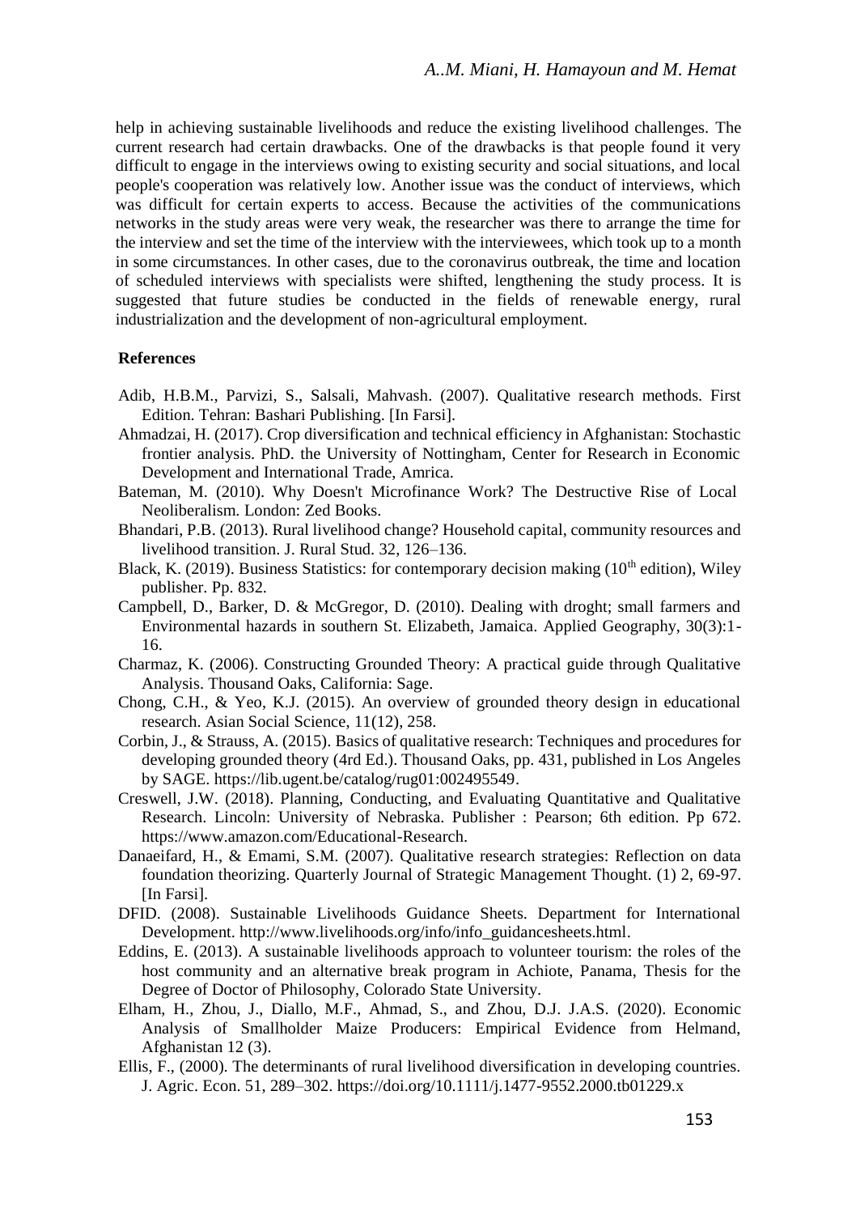help in achieving sustainable livelihoods and reduce the existing livelihood challenges. The current research had certain drawbacks. One of the drawbacks is that people found it very difficult to engage in the interviews owing to existing security and social situations, and local people's cooperation was relatively low. Another issue was the conduct of interviews, which was difficult for certain experts to access. Because the activities of the communications networks in the study areas were very weak, the researcher was there to arrange the time for the interview and set the time of the interview with the interviewees, which took up to a month in some circumstances. In other cases, due to the coronavirus outbreak, the time and location of scheduled interviews with specialists were shifted, lengthening the study process. It is suggested that future studies be conducted in the fields of renewable energy, rural industrialization and the development of non-agricultural employment.

## References

Adib, H.B.M., Parvizi, S., Salsali, Mahvash. (2007). Qualitative research methods. First Edition. Tehran: Bashari Publishing. [In Farsi].

Ahmadzai, H. (2017). Crop diversification and technical efficiency in Afghanistan: Stochastic frontier analysis. PhD. the University of Nottingham, Center for Research in Economic Development and International Trade, Amrica.

Bateman, M. (2010). Why Doesn't Microfinance Work? The Destructive Rise of Local Neoliberalism. London: Zed Books.

Bhandari, P.B. (2013). Rural livelihood change? Household capital, community resources and livelihood transition. J. Rural Stud. 32, 126–136.

Black, K. (2019). Business Statistics: for contemporary decision making (10th edition), Wiley publisher. Pp. 832.

Campbell, D., Barker, D. & McGregor, D. (2010). Dealing with droght; small farmers and Environmental hazards in southern St. Elizabeth, Jamaica. Applied Geography, 30(3):1-16.

Charmaz, K. (2006). Constructing Grounded Theory: A practical guide through Qualitative Analysis. Thousand Oaks, California: Sage.

Chong, C.H., & Yeo, K.J. (2015). An overview of grounded theory design in educational research. Asian Social Science, 11(12), 258.

Corbin, J., & Strauss, A. (2015). Basics of qualitative research: Techniques and procedures for developing grounded theory (4rd Ed.). Thousand Oaks, pp. 431, published in Los Angeles by SAGE. https://lib.ugent.be/catalog/rug01:002495549.

Creswell, J.W. (2018). Planning, Conducting, and Evaluating Quantitative and Qualitative Research. Lincoln: University of Nebraska. Publisher : Pearson; 6th edition. Pp 672. https://www.amazon.com/Educational-Research.

Danaeifard, H., & Emami, S.M. (2007). Qualitative research strategies: Reflection on data foundation theorizing. Quarterly Journal of Strategic Management Thought. (1) 2, 69-97. [In Farsi].

DFID. (2008). Sustainable Livelihoods Guidance Sheets. Department for International Development. http://www.livelihoods.org/info/info_guidancesheets.html.

Eddins, E. (2013). A sustainable livelihoods approach to volunteer tourism: the roles of the host community and an alternative break program in Achiote, Panama, Thesis for the Degree of Doctor of Philosophy, Colorado State University.

Elham, H., Zhou, J., Diallo, M.F., Ahmad, S., and Zhou, D.J. J.A.S. (2020). Economic Analysis of Smallholder Maize Producers: Empirical Evidence from Helmand, Afghanistan 12 (3).

Ellis, F., (2000). The determinants of rural livelihood diversification in developing countries. J. Agric. Econ. 51, 289–302. https://doi.org/10.1111/j.1477-9552.2000.tb01229.x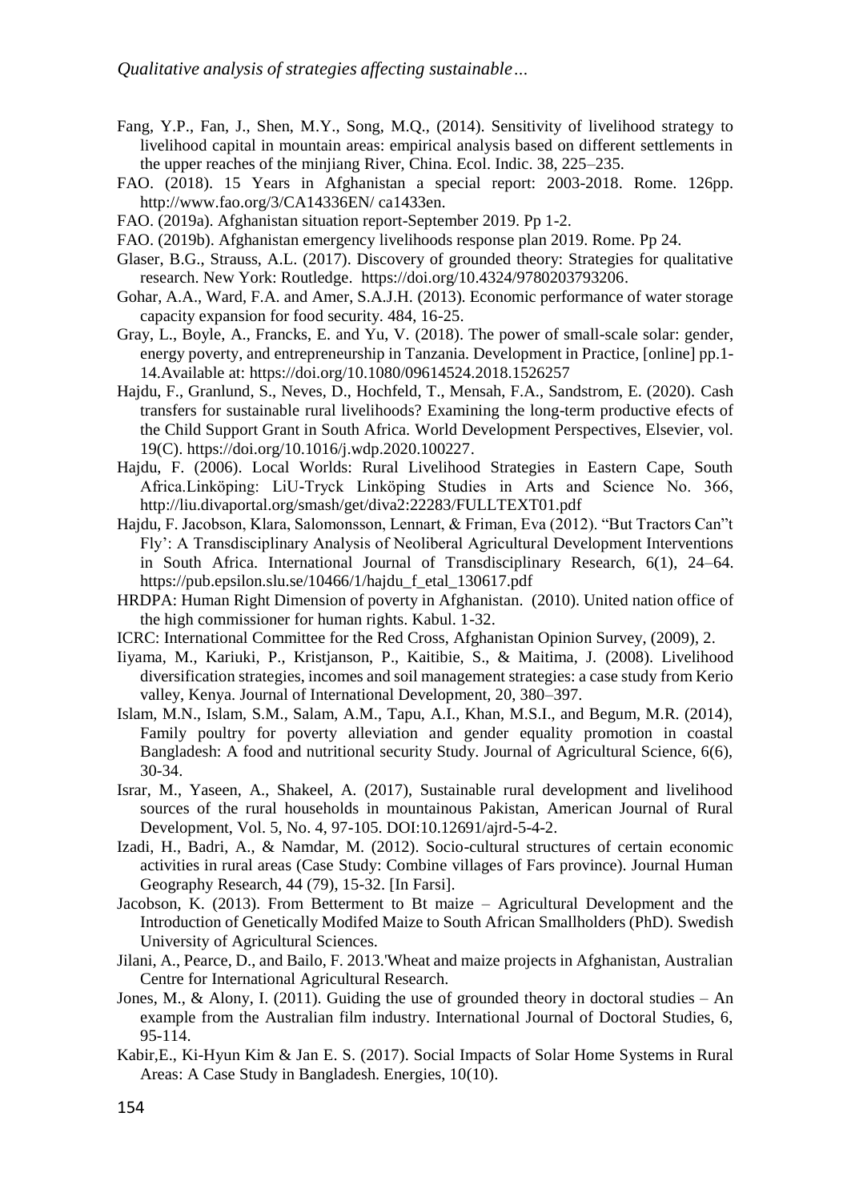Fang, Y.P., Fan, J., Shen, M.Y., Song, M.Q., (2014). Sensitivity of livelihood strategy to livelihood capital in mountain areas: empirical analysis based on different settlements in the upper reaches of the minjiang River, China. Ecol. Indic. 38, 225–235.

FAO. (2018). 15 Years in Afghanistan a special report: 2003-2018. Rome. 126pp. http://www.fao.org/3/CA14336EN/ ca1433en.

FAO. (2019a). Afghanistan situation report-September 2019. Pp 1-2.

FAO. (2019b). Afghanistan emergency livelihoods response plan 2019. Rome. Pp 24.

Glaser, B.G., Strauss, A.L. (2017). Discovery of grounded theory: Strategies for qualitative research. New York: Routledge. https://doi.org/10.4324/9780203793206.

Gohar, A.A., Ward, F.A. and Amer, S.A.J.H. (2013). Economic performance of water storage capacity expansion for food security. 484, 16-25.

Gray, L., Boyle, A., Francks, E. and Yu, V. (2018). The power of small-scale solar: gender, energy poverty, and entrepreneurship in Tanzania. Development in Practice, [online] pp.1-14.Available at: https://doi.org/10.1080/09614524.2018.1526257

Hajdu, F., Granlund, S., Neves, D., Hochfeld, T., Mensah, F.A., Sandstrom, E. (2020). Cash transfers for sustainable rural livelihoods? Examining the long-term productive efects of the Child Support Grant in South Africa. World Development Perspectives, Elsevier, vol. 19(C). https://doi.org/10.1016/j.wdp.2020.100227.

Hajdu, F. (2006). Local Worlds: Rural Livelihood Strategies in Eastern Cape, South Africa.Linköping: LiU-Tryck Linköping Studies in Arts and Science No. 366, http://liu.divaportal.org/smash/get/diva2:22283/FULLTEXT01.pdf

Hajdu, F. Jacobson, Klara, Salomonsson, Lennart, & Friman, Eva (2012). "But Tractors Can"t Fly': A Transdisciplinary Analysis of Neoliberal Agricultural Development Interventions in South Africa. International Journal of Transdisciplinary Research, 6(1), 24–64. https://pub.epsilon.slu.se/10466/1/hajdu_f_etal_130617.pdf

HRDPA: Human Right Dimension of poverty in Afghanistan. (2010). United nation office of the high commissioner for human rights. Kabul. 1-32.

ICRC: International Committee for the Red Cross, Afghanistan Opinion Survey, (2009), 2.

Iiyama, M., Kariuki, P., Kristjanson, P., Kaitibie, S., & Maitima, J. (2008). Livelihood diversification strategies, incomes and soil management strategies: a case study from Kerio valley, Kenya. Journal of International Development, 20, 380–397.

Islam, M.N., Islam, S.M., Salam, A.M., Tapu, A.I., Khan, M.S.I., and Begum, M.R. (2014), Family poultry for poverty alleviation and gender equality promotion in coastal Bangladesh: A food and nutritional security Study. Journal of Agricultural Science, 6(6), 30-34.

Israr, M., Yaseen, A., Shakeel, A. (2017), Sustainable rural development and livelihood sources of the rural households in mountainous Pakistan, American Journal of Rural Development, Vol. 5, No. 4, 97-105. DOI:10.12691/ajrd-5-4-2.

Izadi, H., Badri, A., & Namdar, M. (2012). Socio-cultural structures of certain economic activities in rural areas (Case Study: Combine villages of Fars province). Journal Human Geography Research, 44 (79), 15-32. [In Farsi].

Jacobson, K. (2013). From Betterment to Bt maize – Agricultural Development and the Introduction of Genetically Modifed Maize to South African Smallholders (PhD). Swedish University of Agricultural Sciences.

Jilani, A., Pearce, D., and Bailo, F. 2013.'Wheat and maize projects in Afghanistan, Australian Centre for International Agricultural Research.

Jones, M., & Alony, I. (2011). Guiding the use of grounded theory in doctoral studies – An example from the Australian film industry. International Journal of Doctoral Studies, 6, 95-114.

Kabir,E., Ki-Hyun Kim & Jan E. S. (2017). Social Impacts of Solar Home Systems in Rural Areas: A Case Study in Bangladesh. Energies, 10(10).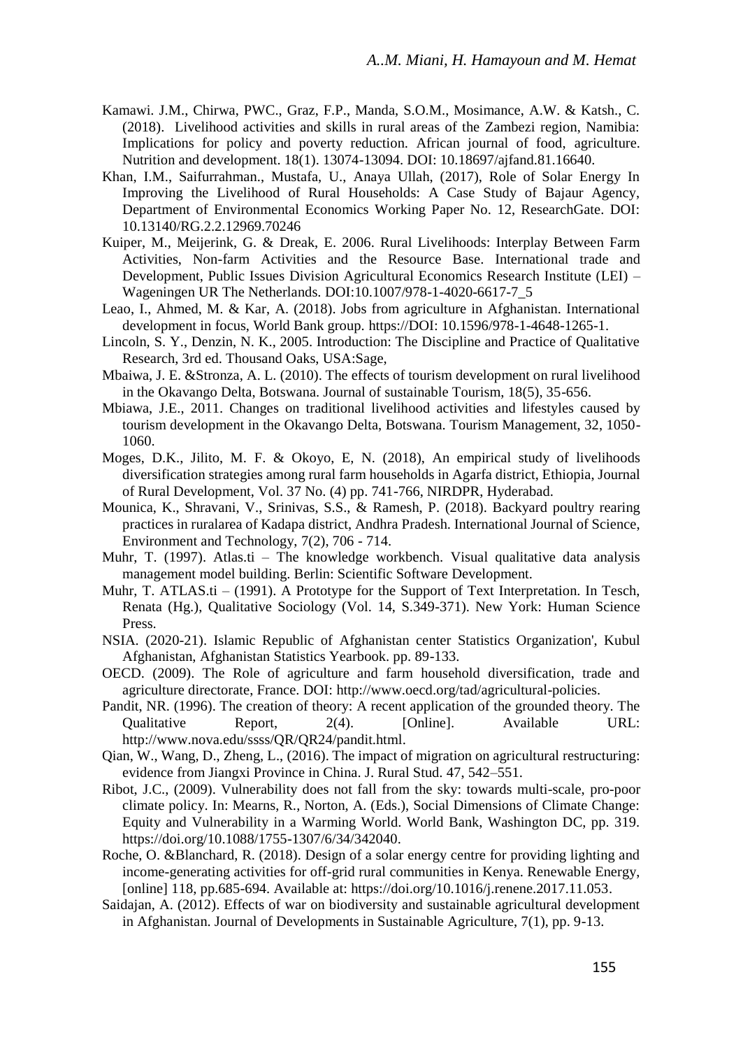Kamawi. J.M., Chirwa, PWC., Graz, F.P., Manda, S.O.M., Mosimance, A.W. & Katsh., C. (2018). Livelihood activities and skills in rural areas of the Zambezi region, Namibia: Implications for policy and poverty reduction. African journal of food, agriculture. Nutrition and development. 18(1). 13074-13094. DOI: 10.18697/ajfand.81.16640.

Khan, I.M., Saifurrahman., Mustafa, U., Anaya Ullah, (2017), Role of Solar Energy In Improving the Livelihood of Rural Households: A Case Study of Bajaur Agency, Department of Environmental Economics Working Paper No. 12, ResearchGate. DOI: 10.13140/RG.2.2.12969.70246

Kuiper, M., Meijerink, G. & Dreak, E. 2006. Rural Livelihoods: Interplay Between Farm Activities, Non-farm Activities and the Resource Base. International trade and Development, Public Issues Division Agricultural Economics Research Institute (LEI) – Wageningen UR The Netherlands. DOI:10.1007/978-1-4020-6617-7_5

Leao, I., Ahmed, M. & Kar, A. (2018). Jobs from agriculture in Afghanistan. International development in focus, World Bank group. https://DOI: 10.1596/978-1-4648-1265-1.

Lincoln, S. Y., Denzin, N. K., 2005. Introduction: The Discipline and Practice of Qualitative Research, 3rd ed. Thousand Oaks, USA:Sage,

Mbaiwa, J. E. &Stronza, A. L. (2010). The effects of tourism development on rural livelihood in the Okavango Delta, Botswana. Journal of sustainable Tourism, 18(5), 35-656.

Mbiawa, J.E., 2011. Changes on traditional livelihood activities and lifestyles caused by tourism development in the Okavango Delta, Botswana. Tourism Management, 32, 1050-1060.

Moges, D.K., Jilito, M. F. & Okoyo, E, N. (2018), An empirical study of livelihoods diversification strategies among rural farm households in Agarfa district, Ethiopia, Journal of Rural Development, Vol. 37 No. (4) pp. 741-766, NIRDPR, Hyderabad.

Mounica, K., Shravani, V., Srinivas, S.S., & Ramesh, P. (2018). Backyard poultry rearing practices in ruralarea of Kadapa district, Andhra Pradesh. International Journal of Science, Environment and Technology, 7(2), 706 - 714.

Muhr, T. (1997). Atlas.ti – The knowledge workbench. Visual qualitative data analysis management model building. Berlin: Scientific Software Development.

Muhr, T. ATLAS.ti – (1991). A Prototype for the Support of Text Interpretation. In Tesch, Renata (Hg.), Qualitative Sociology (Vol. 14, S.349-371). New York: Human Science Press.

NSIA. (2020-21). Islamic Republic of Afghanistan center Statistics Organization', Kubul Afghanistan, Afghanistan Statistics Yearbook. pp. 89-133.

OECD. (2009). The Role of agriculture and farm household diversification, trade and agriculture directorate, France. DOI: http://www.oecd.org/tad/agricultural-policies.

Pandit, NR. (1996). The creation of theory: A recent application of the grounded theory. The Qualitative Report, 2(4). [Online]. Available URL: http://www.nova.edu/ssss/QR/QR24/pandit.html.

Qian, W., Wang, D., Zheng, L., (2016). The impact of migration on agricultural restructuring: evidence from Jiangxi Province in China. J. Rural Stud. 47, 542–551.

Ribot, J.C., (2009). Vulnerability does not fall from the sky: towards multi-scale, pro-poor climate policy. In: Mearns, R., Norton, A. (Eds.), Social Dimensions of Climate Change: Equity and Vulnerability in a Warming World. World Bank, Washington DC, pp. 319. https://doi.org/10.1088/1755-1307/6/34/342040.

Roche, O. &Blanchard, R. (2018). Design of a solar energy centre for providing lighting and income-generating activities for off-grid rural communities in Kenya. Renewable Energy, [online] 118, pp.685-694. Available at: https://doi.org/10.1016/j.renene.2017.11.053.

Saidajan, A. (2012). Effects of war on biodiversity and sustainable agricultural development in Afghanistan. Journal of Developments in Sustainable Agriculture, 7(1), pp. 9-13.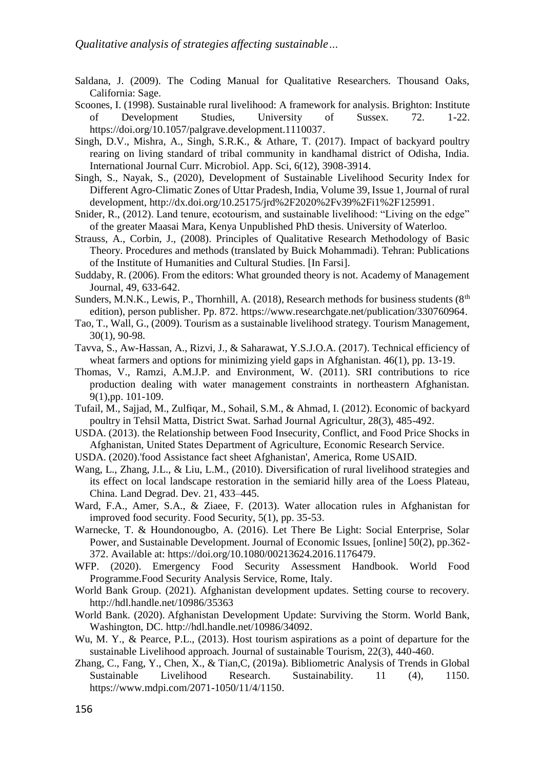Saldana, J. (2009). The Coding Manual for Qualitative Researchers. Thousand Oaks, California: Sage.

Scoones, I. (1998). Sustainable rural livelihood: A framework for analysis. Brighton: Institute of Development Studies, University of Sussex. 72. 1-22. https://doi.org/10.1057/palgrave.development.1110037.

Singh, D.V., Mishra, A., Singh, S.R.K., & Athare, T. (2017). Impact of backyard poultry rearing on living standard of tribal community in kandhamal district of Odisha, India. International Journal Curr. Microbiol. App. Sci, 6(12), 3908-3914.

Singh, S., Nayak, S., (2020), Development of Sustainable Livelihood Security Index for Different Agro-Climatic Zones of Uttar Pradesh, India, Volume 39, Issue 1, Journal of rural development, http://dx.doi.org/10.25175/jrd%2F2020%2Fv39%2Fi1%2F125991.

Snider, R., (2012). Land tenure, ecotourism, and sustainable livelihood: "Living on the edge" of the greater Maasai Mara, Kenya Unpublished PhD thesis. University of Waterloo.

Strauss, A., Corbin, J., (2008). Principles of Qualitative Research Methodology of Basic Theory. Procedures and methods (translated by Buick Mohammadi). Tehran: Publications of the Institute of Humanities and Cultural Studies. [In Farsi].

Suddaby, R. (2006). From the editors: What grounded theory is not. Academy of Management Journal, 49, 633-642.

Sunders, M.N.K., Lewis, P., Thornhill, A. (2018), Research methods for business students (8th edition), person publisher. Pp. 872. https://www.researchgate.net/publication/330760964.

Tao, T., Wall, G., (2009). Tourism as a sustainable livelihood strategy. Tourism Management, 30(1), 90-98.

Tavva, S., Aw-Hassan, A., Rizvi, J., & Saharawat, Y.S.J.O.A. (2017). Technical efficiency of wheat farmers and options for minimizing yield gaps in Afghanistan. 46(1), pp. 13-19.

Thomas, V., Ramzi, A.M.J.P. and Environment, W. (2011). SRI contributions to rice production dealing with water management constraints in northeastern Afghanistan. 9(1),pp. 101-109.

Tufail, M., Sajjad, M., Zulfiqar, M., Sohail, S.M., & Ahmad, I. (2012). Economic of backyard poultry in Tehsil Matta, District Swat. Sarhad Journal Agricultur, 28(3), 485-492.

USDA. (2013). the Relationship between Food Insecurity, Conflict, and Food Price Shocks in Afghanistan, United States Department of Agriculture, Economic Research Service.

USDA. (2020).'food Assistance fact sheet Afghanistan', America, Rome USAID.

Wang, L., Zhang, J.L., & Liu, L.M., (2010). Diversification of rural livelihood strategies and its effect on local landscape restoration in the semiarid hilly area of the Loess Plateau, China. Land Degrad. Dev. 21, 433–445.

Ward, F.A., Amer, S.A., & Ziaee, F. (2013). Water allocation rules in Afghanistan for improved food security. Food Security, 5(1), pp. 35-53.

Warnecke, T. & Houndonougbo, A. (2016). Let There Be Light: Social Enterprise, Solar Power, and Sustainable Development. Journal of Economic Issues, [online] 50(2), pp.362-372. Available at: https://doi.org/10.1080/00213624.2016.1176479.

WFP. (2020). Emergency Food Security Assessment Handbook. World Food Programme.Food Security Analysis Service, Rome, Italy.

World Bank Group. (2021). Afghanistan development updates. Setting course to recovery. http://hdl.handle.net/10986/35363

World Bank. (2020). Afghanistan Development Update: Surviving the Storm. World Bank, Washington, DC. http://hdl.handle.net/10986/34092.

Wu, M. Y., & Pearce, P.L., (2013). Host tourism aspirations as a point of departure for the sustainable Livelihood approach. Journal of sustainable Tourism, 22(3), 440-460.

Zhang, C., Fang, Y., Chen, X., & Tian,C, (2019a). Bibliometric Analysis of Trends in Global Sustainable Livelihood Research. Sustainability. 11 (4), 1150. https://www.mdpi.com/2071-1050/11/4/1150.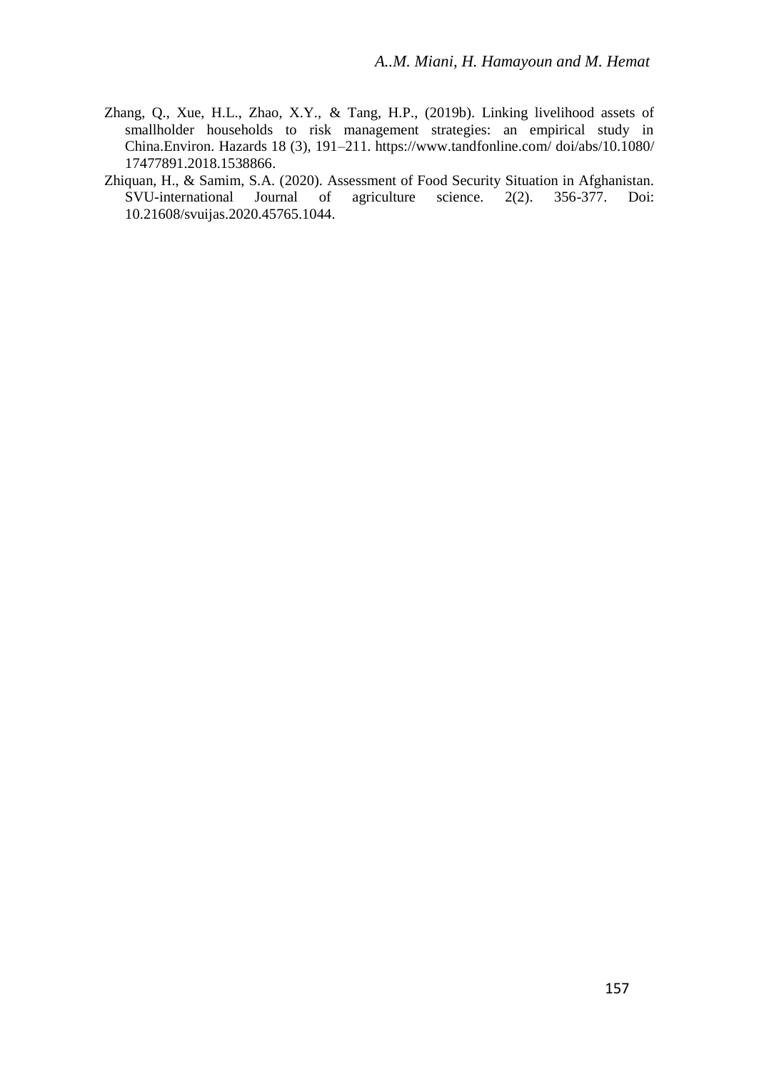Zhang, Q., Xue, H.L., Zhao, X.Y., & Tang, H.P., (2019b). Linking livelihood assets of smallholder households to risk management strategies: an empirical study in China.Environ. Hazards 18 (3), 191–211. https://www.tandfonline.com/ doi/abs/10.1080/ 17477891.2018.1538866.

Zhiquan, H., & Samim, S.A. (2020). Assessment of Food Security Situation in Afghanistan. SVU-international Journal of agriculture science. 2(2). 356-377. Doi: 10.21608/svuijas.2020.45765.1044.